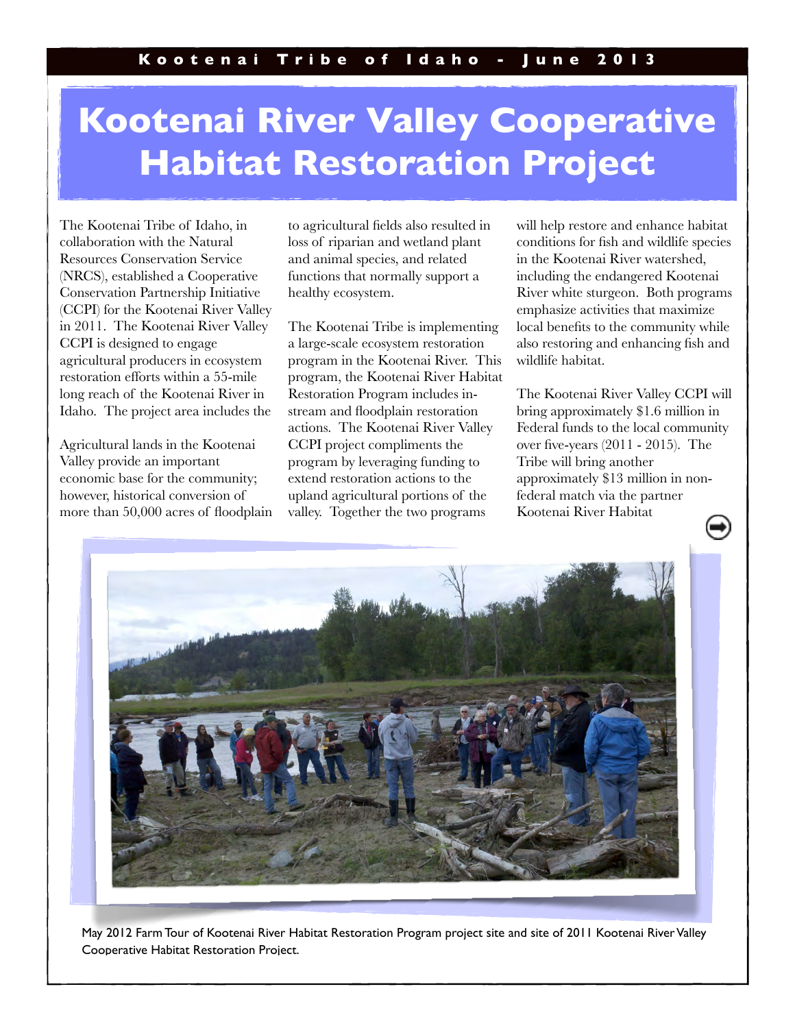# Kootenai River Valley Cooperative Habitat Restoration Project

The Kootenai Tribe of Idaho, in collaboration with the Natural Resources Conservation Service (NRCS), established a Cooperative Conservation Partnership Initiative (CCPI) for the Kootenai River Valley in 2011. The Kootenai River Valley CCPI is designed to engage agricultural producers in ecosystem restoration efforts within a 55-mile long reach of the Kootenai River in Idaho. The project area includes the

Agricultural lands in the Kootenai Valley provide an important economic base for the community; however, historical conversion of more than 50,000 acres of floodplain to agricultural fields also resulted in loss of riparian and wetland plant and animal species, and related functions that normally support a healthy ecosystem.

The Kootenai Tribe is implementing a large-scale ecosystem restoration program in the Kootenai River. This program, the Kootenai River Habitat Restoration Program includes in-stream and floodplain restoration actions. The Kootenai River Valley CCPI project compliments the program by leveraging funding to extend restoration actions to the upland agricultural portions of the valley. Together the two programs will help restore and enhance habitat conditions for fish and wildlife species in the Kootenai River watershed, including the endangered Kootenai River white sturgeon. Both programs emphasize activities that maximize local benefits to the community while also restoring and enhancing fish and wildlife habitat.

The Kootenai River Valley CCPI will bring approximately $1.6 million in Federal funds to the local community over five-years (2011 - 2015). The Tribe will bring another approximately $13 million in non-federal match via the partner Kootenai River Habitat

May 2012 Farm Tour of Kootenai River Habitat Restoration Program project site and site of 2011 Kootenai River Valley Cooperative Habitat Restoration Project.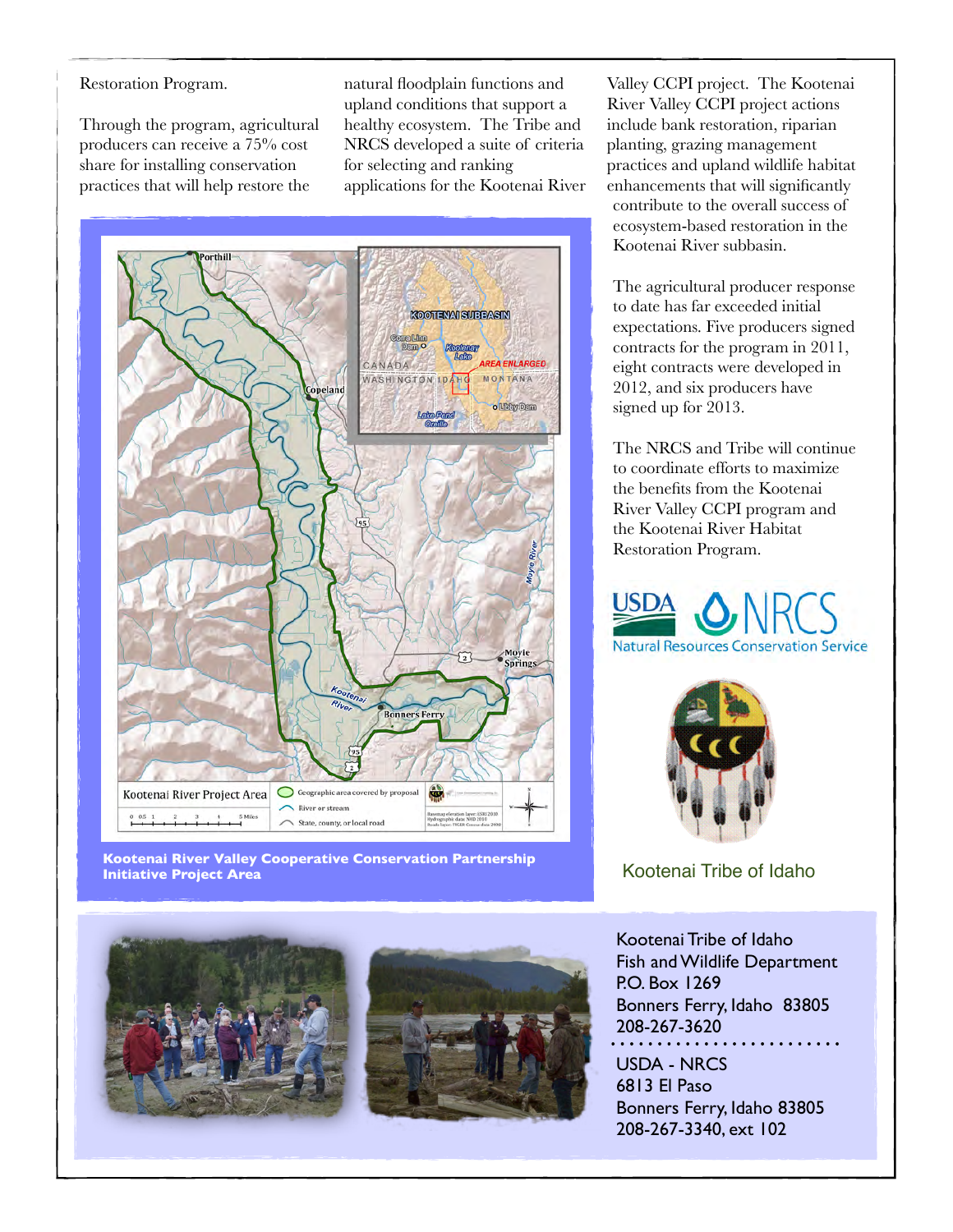Restoration Program.

Through the program, agricultural producers can receive a 75% cost share for installing conservation practices that will help restore the natural floodplain functions and upland conditions that support a healthy ecosystem. The Tribe and NRCS developed a suite of criteria for selecting and ranking applications for the Kootenai River Valley CCPI project. The Kootenai River Valley CCPI project actions include bank restoration, riparian planting, grazing management practices and upland wildlife habitat enhancements that will significantly contribute to the overall success of ecosystem-based restoration in the Kootenai River subbasin.

The agricultural producer response to date has far exceeded initial expectations. Five producers signed contracts for the program in 2011, eight contracts were developed in 2012, and six producers have signed up for 2013.

The NRCS and Tribe will continue to coordinate efforts to maximize the benefits from the Kootenai River Valley CCPI program and the Kootenai River Habitat Restoration Program.

Porthill
Copeland
Moyie Springs
Bonners Ferry
Kootenai River
Moyie River
95
2
KOOTENAI SUBBASIN
Corra Linn Dam
Kootenay Lake
CANADA
WASHINGTON
IDAHO
MONTANA
AREA ENLARGED
Libby Dam
Lake Pend Oreille

Kootenai River Project Area
Geographic area covered by proposal
River or stream
State, county, or local road
0 0.5 1 2 3 4 5 Miles

**Kootenai River Valley Cooperative Conservation Partnership Initiative Project Area**

USDA NRCS
Natural Resources Conservation Service

Kootenai Tribe of Idaho

Kootenai Tribe of Idaho
Fish and Wildlife Department
P.O. Box 1269
Bonners Ferry, Idaho 83805
208-267-3620

USDA - NRCS
6813 El Paso
Bonners Ferry, Idaho 83805
208-267-3340, ext 102